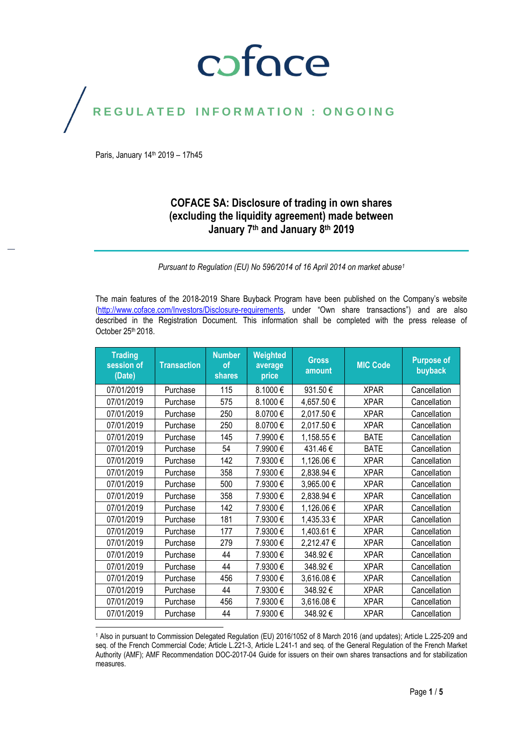coface

REGULATED INFORMATION : ONGOING

Paris, January 14th 2019 – 17h45

# COFACE SA: Disclosure of trading in own shares (excluding the liquidity agreement) made between January 7th and January 8th 2019

*Pursuant to Regulation (EU) No 596/2014 of 16 April 2014 on market abuse[1]*

The main features of the 2018-2019 Share Buyback Program have been published on the Company's website (http://www.coface.com/Investors/Disclosure-requirements, under "Own share transactions") and are also described in the Registration Document. This information shall be completed with the press release of October 25th 2018.

| Trading session of (Date) | Transaction | Number of shares | Weighted average price | Gross amount | MIC Code | Purpose of buyback |
|---|---|---|---|---|---|---|
| 07/01/2019 | Purchase | 115 | 8.1000 € | 931.50 € | XPAR | Cancellation |
| 07/01/2019 | Purchase | 575 | 8.1000 € | 4,657.50 € | XPAR | Cancellation |
| 07/01/2019 | Purchase | 250 | 8.0700 € | 2,017.50 € | XPAR | Cancellation |
| 07/01/2019 | Purchase | 250 | 8.0700 € | 2,017.50 € | XPAR | Cancellation |
| 07/01/2019 | Purchase | 145 | 7.9900 € | 1,158.55 € | BATE | Cancellation |
| 07/01/2019 | Purchase | 54 | 7.9900 € | 431.46 € | BATE | Cancellation |
| 07/01/2019 | Purchase | 142 | 7.9300 € | 1,126.06 € | XPAR | Cancellation |
| 07/01/2019 | Purchase | 358 | 7.9300 € | 2,838.94 € | XPAR | Cancellation |
| 07/01/2019 | Purchase | 500 | 7.9300 € | 3,965.00 € | XPAR | Cancellation |
| 07/01/2019 | Purchase | 358 | 7.9300 € | 2,838.94 € | XPAR | Cancellation |
| 07/01/2019 | Purchase | 142 | 7.9300 € | 1,126.06 € | XPAR | Cancellation |
| 07/01/2019 | Purchase | 181 | 7.9300 € | 1,435.33 € | XPAR | Cancellation |
| 07/01/2019 | Purchase | 177 | 7.9300 € | 1,403.61 € | XPAR | Cancellation |
| 07/01/2019 | Purchase | 279 | 7.9300 € | 2,212.47 € | XPAR | Cancellation |
| 07/01/2019 | Purchase | 44 | 7.9300 € | 348.92 € | XPAR | Cancellation |
| 07/01/2019 | Purchase | 44 | 7.9300 € | 348.92 € | XPAR | Cancellation |
| 07/01/2019 | Purchase | 456 | 7.9300 € | 3,616.08 € | XPAR | Cancellation |
| 07/01/2019 | Purchase | 44 | 7.9300 € | 348.92 € | XPAR | Cancellation |
| 07/01/2019 | Purchase | 456 | 7.9300 € | 3,616.08 € | XPAR | Cancellation |
| 07/01/2019 | Purchase | 44 | 7.9300 € | 348.92 € | XPAR | Cancellation |

[1] Also in pursuant to Commission Delegated Regulation (EU) 2016/1052 of 8 March 2016 (and updates); Article L.225-209 and seq. of the French Commercial Code; Article L.221-3, Article L.241-1 and seq. of the General Regulation of the French Market Authority (AMF); AMF Recommendation DOC-2017-04 Guide for issuers on their own shares transactions and for stabilization measures.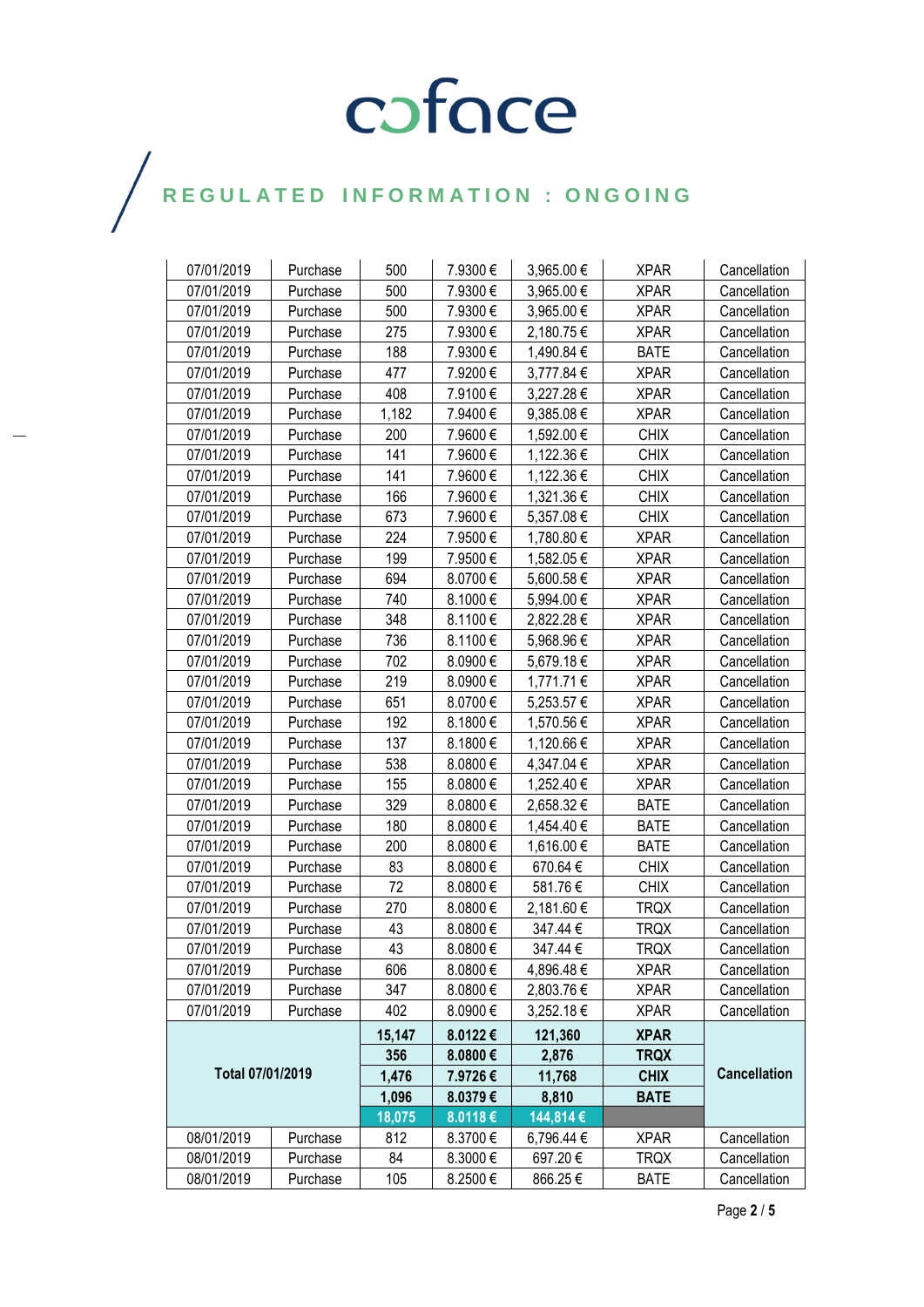# REGULATED INFORMATION : ONGOING

| | | | | | | |
|---|---|---|---|---|---|---|
| 07/01/2019 | Purchase | 500 | 7.9300 € | 3,965.00 € | XPAR | Cancellation |
| 07/01/2019 | Purchase | 500 | 7.9300 € | 3,965.00 € | XPAR | Cancellation |
| 07/01/2019 | Purchase | 500 | 7.9300 € | 3,965.00 € | XPAR | Cancellation |
| 07/01/2019 | Purchase | 275 | 7.9300 € | 2,180.75 € | XPAR | Cancellation |
| 07/01/2019 | Purchase | 188 | 7.9300 € | 1,490.84 € | BATE | Cancellation |
| 07/01/2019 | Purchase | 477 | 7.9200 € | 3,777.84 € | XPAR | Cancellation |
| 07/01/2019 | Purchase | 408 | 7.9100 € | 3,227.28 € | XPAR | Cancellation |
| 07/01/2019 | Purchase | 1,182 | 7.9400 € | 9,385.08 € | XPAR | Cancellation |
| 07/01/2019 | Purchase | 200 | 7.9600 € | 1,592.00 € | CHIX | Cancellation |
| 07/01/2019 | Purchase | 141 | 7.9600 € | 1,122.36 € | CHIX | Cancellation |
| 07/01/2019 | Purchase | 141 | 7.9600 € | 1,122.36 € | CHIX | Cancellation |
| 07/01/2019 | Purchase | 166 | 7.9600 € | 1,321.36 € | CHIX | Cancellation |
| 07/01/2019 | Purchase | 673 | 7.9600 € | 5,357.08 € | CHIX | Cancellation |
| 07/01/2019 | Purchase | 224 | 7.9500 € | 1,780.80 € | XPAR | Cancellation |
| 07/01/2019 | Purchase | 199 | 7.9500 € | 1,582.05 € | XPAR | Cancellation |
| 07/01/2019 | Purchase | 694 | 8.0700 € | 5,600.58 € | XPAR | Cancellation |
| 07/01/2019 | Purchase | 740 | 8.1000 € | 5,994.00 € | XPAR | Cancellation |
| 07/01/2019 | Purchase | 348 | 8.1100 € | 2,822.28 € | XPAR | Cancellation |
| 07/01/2019 | Purchase | 736 | 8.1100 € | 5,968.96 € | XPAR | Cancellation |
| 07/01/2019 | Purchase | 702 | 8.0900 € | 5,679.18 € | XPAR | Cancellation |
| 07/01/2019 | Purchase | 219 | 8.0900 € | 1,771.71 € | XPAR | Cancellation |
| 07/01/2019 | Purchase | 651 | 8.0700 € | 5,253.57 € | XPAR | Cancellation |
| 07/01/2019 | Purchase | 192 | 8.1800 € | 1,570.56 € | XPAR | Cancellation |
| 07/01/2019 | Purchase | 137 | 8.1800 € | 1,120.66 € | XPAR | Cancellation |
| 07/01/2019 | Purchase | 538 | 8.0800 € | 4,347.04 € | XPAR | Cancellation |
| 07/01/2019 | Purchase | 155 | 8.0800 € | 1,252.40 € | XPAR | Cancellation |
| 07/01/2019 | Purchase | 329 | 8.0800 € | 2,658.32 € | BATE | Cancellation |
| 07/01/2019 | Purchase | 180 | 8.0800 € | 1,454.40 € | BATE | Cancellation |
| 07/01/2019 | Purchase | 200 | 8.0800 € | 1,616.00 € | BATE | Cancellation |
| 07/01/2019 | Purchase | 83 | 8.0800 € | 670.64 € | CHIX | Cancellation |
| 07/01/2019 | Purchase | 72 | 8.0800 € | 581.76 € | CHIX | Cancellation |
| 07/01/2019 | Purchase | 270 | 8.0800 € | 2,181.60 € | TRQX | Cancellation |
| 07/01/2019 | Purchase | 43 | 8.0800 € | 347.44 € | TRQX | Cancellation |
| 07/01/2019 | Purchase | 43 | 8.0800 € | 347.44 € | TRQX | Cancellation |
| 07/01/2019 | Purchase | 606 | 8.0800 € | 4,896.48 € | XPAR | Cancellation |
| 07/01/2019 | Purchase | 347 | 8.0800 € | 2,803.76 € | XPAR | Cancellation |
| 07/01/2019 | Purchase | 402 | 8.0900 € | 3,252.18 € | XPAR | Cancellation |
| **Total 07/01/2019** | | **15,147** | **8.0122 €** | **121,360** | **XPAR** | **Cancellation** |
| | | **356** | **8.0800 €** | **2,876** | **TRQX** | |
| | | **1,476** | **7.9726 €** | **11,768** | **CHIX** | |
| | | **1,096** | **8.0379 €** | **8,810** | **BATE** | |
| | | **18,075** | **8.0118 €** | **144,814 €** | | |
| 08/01/2019 | Purchase | 812 | 8.3700 € | 6,796.44 € | XPAR | Cancellation |
| 08/01/2019 | Purchase | 84 | 8.3000 € | 697.20 € | TRQX | Cancellation |
| 08/01/2019 | Purchase | 105 | 8.2500 € | 866.25 € | BATE | Cancellation |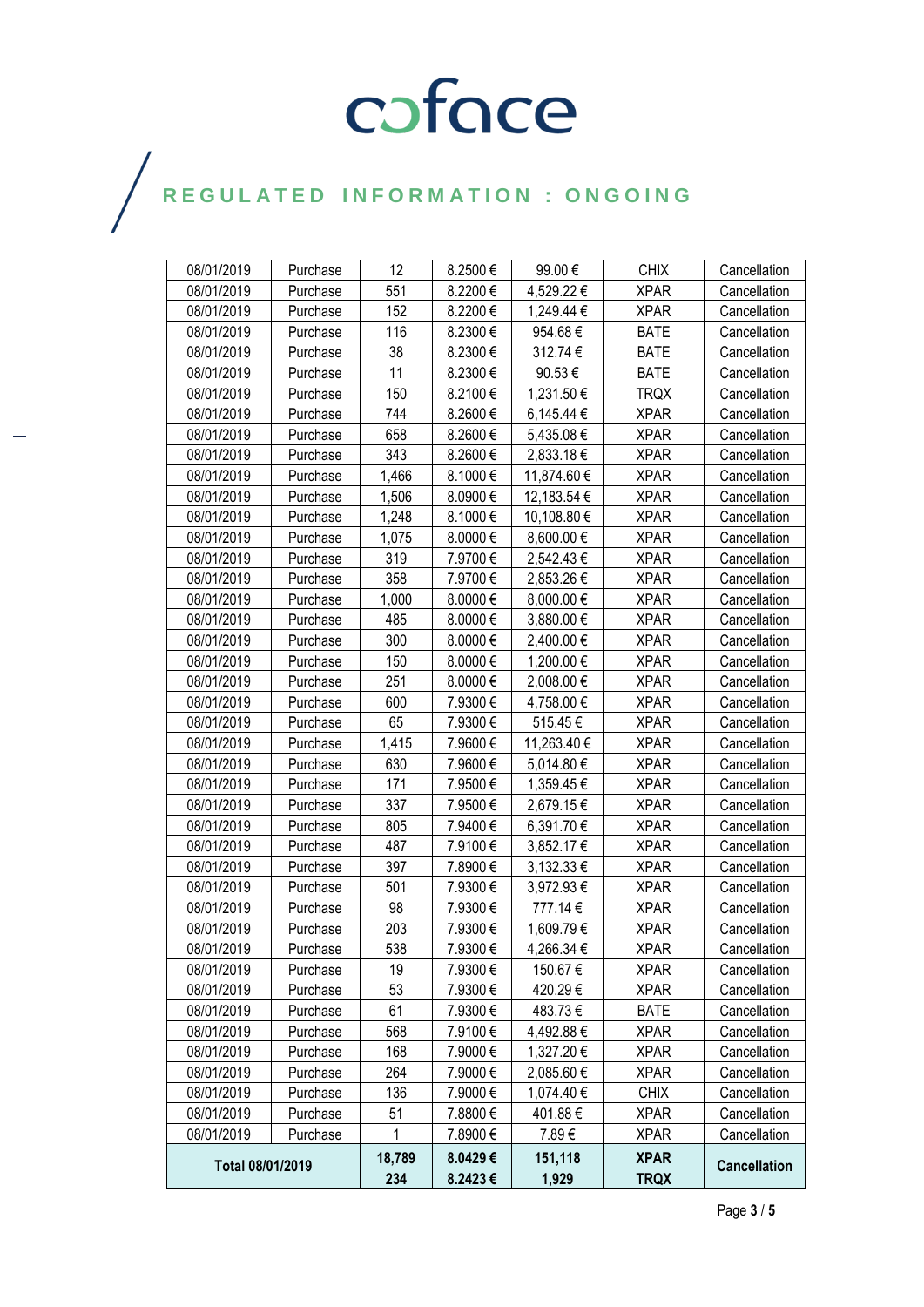| | | | | | | |
|---|---|---|---|---|---|---|
| 08/01/2019 | Purchase | 12 | 8.2500 € | 99.00 € | CHIX | Cancellation |
| 08/01/2019 | Purchase | 551 | 8.2200 € | 4,529.22 € | XPAR | Cancellation |
| 08/01/2019 | Purchase | 152 | 8.2200 € | 1,249.44 € | XPAR | Cancellation |
| 08/01/2019 | Purchase | 116 | 8.2300 € | 954.68 € | BATE | Cancellation |
| 08/01/2019 | Purchase | 38 | 8.2300 € | 312.74 € | BATE | Cancellation |
| 08/01/2019 | Purchase | 11 | 8.2300 € | 90.53 € | BATE | Cancellation |
| 08/01/2019 | Purchase | 150 | 8.2100 € | 1,231.50 € | TRQX | Cancellation |
| 08/01/2019 | Purchase | 744 | 8.2600 € | 6,145.44 € | XPAR | Cancellation |
| 08/01/2019 | Purchase | 658 | 8.2600 € | 5,435.08 € | XPAR | Cancellation |
| 08/01/2019 | Purchase | 343 | 8.2600 € | 2,833.18 € | XPAR | Cancellation |
| 08/01/2019 | Purchase | 1,466 | 8.1000 € | 11,874.60 € | XPAR | Cancellation |
| 08/01/2019 | Purchase | 1,506 | 8.0900 € | 12,183.54 € | XPAR | Cancellation |
| 08/01/2019 | Purchase | 1,248 | 8.1000 € | 10,108.80 € | XPAR | Cancellation |
| 08/01/2019 | Purchase | 1,075 | 8.0000 € | 8,600.00 € | XPAR | Cancellation |
| 08/01/2019 | Purchase | 319 | 7.9700 € | 2,542.43 € | XPAR | Cancellation |
| 08/01/2019 | Purchase | 358 | 7.9700 € | 2,853.26 € | XPAR | Cancellation |
| 08/01/2019 | Purchase | 1,000 | 8.0000 € | 8,000.00 € | XPAR | Cancellation |
| 08/01/2019 | Purchase | 485 | 8.0000 € | 3,880.00 € | XPAR | Cancellation |
| 08/01/2019 | Purchase | 300 | 8.0000 € | 2,400.00 € | XPAR | Cancellation |
| 08/01/2019 | Purchase | 150 | 8.0000 € | 1,200.00 € | XPAR | Cancellation |
| 08/01/2019 | Purchase | 251 | 8.0000 € | 2,008.00 € | XPAR | Cancellation |
| 08/01/2019 | Purchase | 600 | 7.9300 € | 4,758.00 € | XPAR | Cancellation |
| 08/01/2019 | Purchase | 65 | 7.9300 € | 515.45 € | XPAR | Cancellation |
| 08/01/2019 | Purchase | 1,415 | 7.9600 € | 11,263.40 € | XPAR | Cancellation |
| 08/01/2019 | Purchase | 630 | 7.9600 € | 5,014.80 € | XPAR | Cancellation |
| 08/01/2019 | Purchase | 171 | 7.9500 € | 1,359.45 € | XPAR | Cancellation |
| 08/01/2019 | Purchase | 337 | 7.9500 € | 2,679.15 € | XPAR | Cancellation |
| 08/01/2019 | Purchase | 805 | 7.9400 € | 6,391.70 € | XPAR | Cancellation |
| 08/01/2019 | Purchase | 487 | 7.9100 € | 3,852.17 € | XPAR | Cancellation |
| 08/01/2019 | Purchase | 397 | 7.8900 € | 3,132.33 € | XPAR | Cancellation |
| 08/01/2019 | Purchase | 501 | 7.9300 € | 3,972.93 € | XPAR | Cancellation |
| 08/01/2019 | Purchase | 98 | 7.9300 € | 777.14 € | XPAR | Cancellation |
| 08/01/2019 | Purchase | 203 | 7.9300 € | 1,609.79 € | XPAR | Cancellation |
| 08/01/2019 | Purchase | 538 | 7.9300 € | 4,266.34 € | XPAR | Cancellation |
| 08/01/2019 | Purchase | 19 | 7.9300 € | 150.67 € | XPAR | Cancellation |
| 08/01/2019 | Purchase | 53 | 7.9300 € | 420.29 € | XPAR | Cancellation |
| 08/01/2019 | Purchase | 61 | 7.9300 € | 483.73 € | BATE | Cancellation |
| 08/01/2019 | Purchase | 568 | 7.9100 € | 4,492.88 € | XPAR | Cancellation |
| 08/01/2019 | Purchase | 168 | 7.9000 € | 1,327.20 € | XPAR | Cancellation |
| 08/01/2019 | Purchase | 264 | 7.9000 € | 2,085.60 € | XPAR | Cancellation |
| 08/01/2019 | Purchase | 136 | 7.9000 € | 1,074.40 € | CHIX | Cancellation |
| 08/01/2019 | Purchase | 51 | 7.8800 € | 401.88 € | XPAR | Cancellation |
| 08/01/2019 | Purchase | 1 | 7.8900 € | 7.89 € | XPAR | Cancellation |
| **Total 08/01/2019** | | **18,789** | **8.0429 €** | **151,118** | **XPAR** | **Cancellation** |
| | | **234** | **8.2423 €** | **1,929** | **TRQX** | |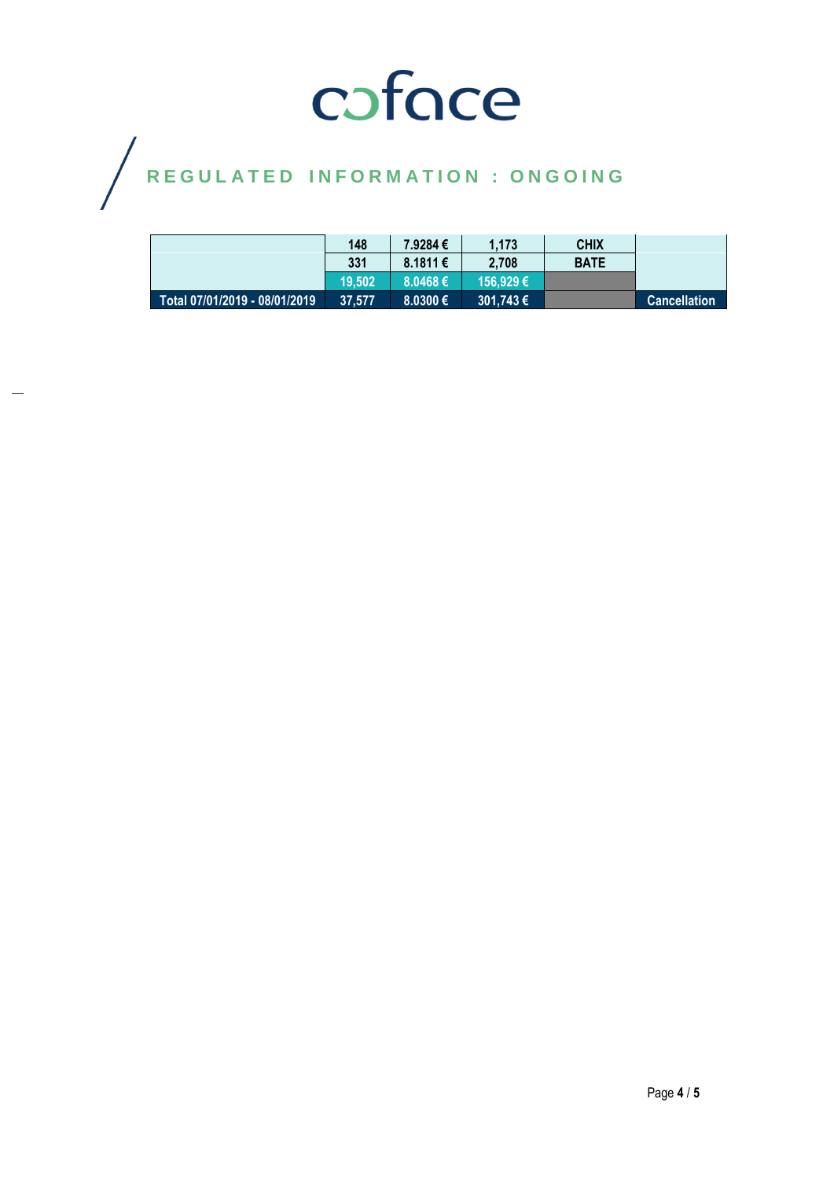REGULATED INFORMATION : ONGOING

| | | | | | |
|---|---|---|---|---|---|
| | 148 | 7.9284 € | 1,173 | CHIX | |
| | 331 | 8.1811 € | 2,708 | BATE | |
| | 19,502 | 8.0468 € | 156,929 € | | |
| Total 07/01/2019 - 08/01/2019 | 37,577 | 8.0300 € | 301,743 € | | Cancellation |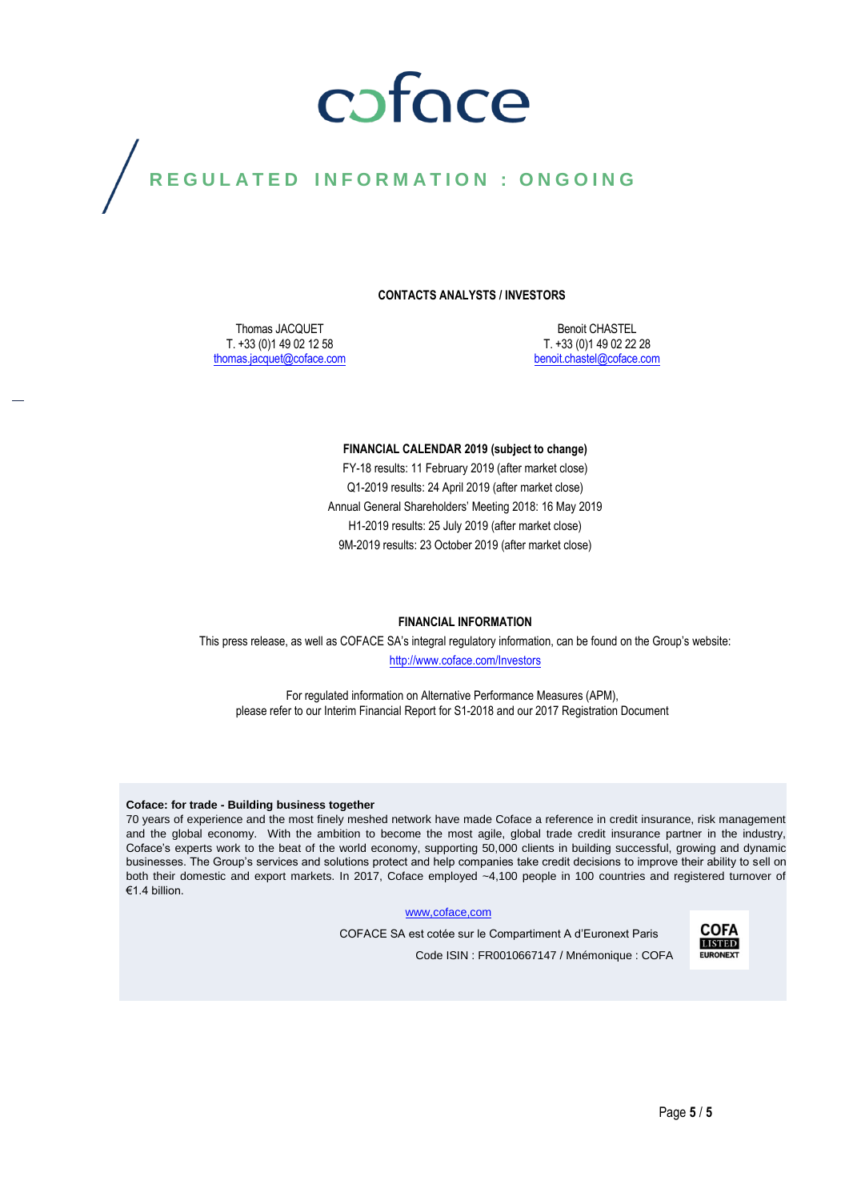coface

# REGULATED INFORMATION : ONGOING

**CONTACTS ANALYSTS / INVESTORS**

Thomas JACQUET
T. +33 (0)1 49 02 12 58
thomas.jacquet@coface.com

Benoit CHASTEL
T. +33 (0)1 49 02 22 28
benoit.chastel@coface.com

**FINANCIAL CALENDAR 2019 (subject to change)**

FY-18 results: 11 February 2019 (after market close)
Q1-2019 results: 24 April 2019 (after market close)
Annual General Shareholders' Meeting 2018: 16 May 2019
H1-2019 results: 25 July 2019 (after market close)
9M-2019 results: 23 October 2019 (after market close)

**FINANCIAL INFORMATION**

This press release, as well as COFACE SA's integral regulatory information, can be found on the Group's website: http://www.coface.com/Investors

For regulated information on Alternative Performance Measures (APM), please refer to our Interim Financial Report for S1-2018 and our 2017 Registration Document

**Coface: for trade - Building business together**
70 years of experience and the most finely meshed network have made Coface a reference in credit insurance, risk management and the global economy. With the ambition to become the most agile, global trade credit insurance partner in the industry, Coface's experts work to the beat of the world economy, supporting 50,000 clients in building successful, growing and dynamic businesses. The Group's services and solutions protect and help companies take credit decisions to improve their ability to sell on both their domestic and export markets. In 2017, Coface employed ~4,100 people in 100 countries and registered turnover of €1.4 billion.

www,coface,com

COFACE SA est cotée sur le Compartiment A d'Euronext Paris
Code ISIN : FR0010667147 / Mnémonique : COFA

COFA LISTED EURONEXT